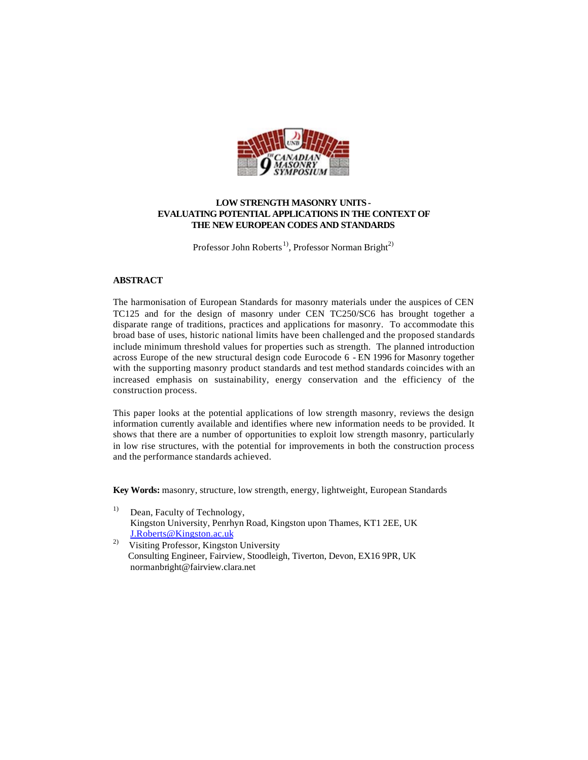# LOW STRENGTH MASONRY UNITS - EVALUATING POTENTIAL APPLICATIONS IN THE CONTEXT OF THE NEW EUROPEAN CODES AND STANDARDS

Professor John Roberts [1], Professor Norman Bright [2]

## ABSTRACT

The harmonisation of European Standards for masonry materials under the auspices of CEN TC125 and for the design of masonry under CEN TC250/SC6 has brought together a disparate range of traditions, practices and applications for masonry. To accommodate this broad base of uses, historic national limits have been challenged and the proposed standards include minimum threshold values for properties such as strength. The planned introduction across Europe of the new structural design code Eurocode 6 - EN 1996 for Masonry together with the supporting masonry product standards and test method standards coincides with an increased emphasis on sustainability, energy conservation and the efficiency of the construction process.

This paper looks at the potential applications of low strength masonry, reviews the design information currently available and identifies where new information needs to be provided. It shows that there are a number of opportunities to exploit low strength masonry, particularly in low rise structures, with the potential for improvements in both the construction process and the performance standards achieved.

**Key Words:** masonry, structure, low strength, energy, lightweight, European Standards

[1] Dean, Faculty of Technology,
Kingston University, Penrhyn Road, Kingston upon Thames, KT1 2EE, UK
J.Roberts@Kingston.ac.uk

[2] Visiting Professor, Kingston University
Consulting Engineer, Fairview, Stoodleigh, Tiverton, Devon, EX16 9PR, UK
normanbright@fairview.clara.net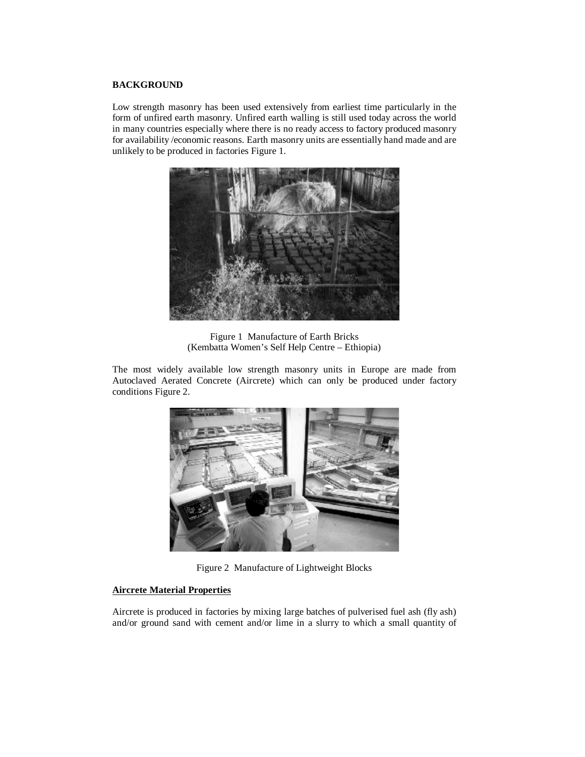**BACKGROUND**

Low strength masonry has been used extensively from earliest time particularly in the form of unfired earth masonry. Unfired earth walling is still used today across the world in many countries especially where there is no ready access to factory produced masonry for availability /economic reasons. Earth masonry units are essentially hand made and are unlikely to be produced in factories Figure 1.

Figure 1 Manufacture of Earth Bricks
(Kembatta Women's Self Help Centre – Ethiopia)

The most widely available low strength masonry units in Europe are made from Autoclaved Aerated Concrete (Aircrete) which can only be produced under factory conditions Figure 2.

Figure 2 Manufacture of Lightweight Blocks

**Aircrete Material Properties**

Aircrete is produced in factories by mixing large batches of pulverised fuel ash (fly ash) and/or ground sand with cement and/or lime in a slurry to which a small quantity of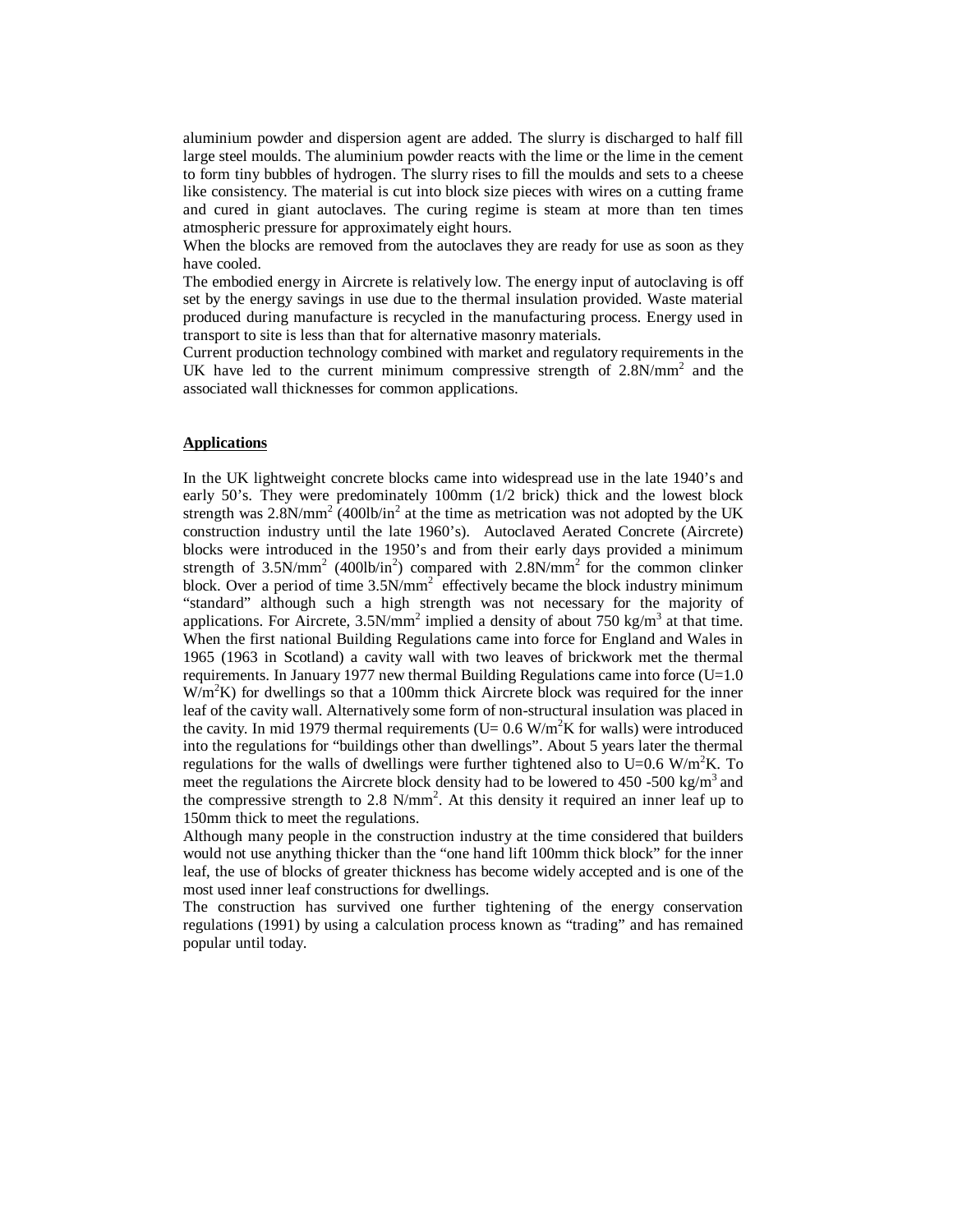aluminium powder and dispersion agent are added. The slurry is discharged to half fill large steel moulds. The aluminium powder reacts with the lime or the lime in the cement to form tiny bubbles of hydrogen. The slurry rises to fill the moulds and sets to a cheese like consistency. The material is cut into block size pieces with wires on a cutting frame and cured in giant autoclaves. The curing regime is steam at more than ten times atmospheric pressure for approximately eight hours.

When the blocks are removed from the autoclaves they are ready for use as soon as they have cooled.

The embodied energy in Aircrete is relatively low. The energy input of autoclaving is off set by the energy savings in use due to the thermal insulation provided. Waste material produced during manufacture is recycled in the manufacturing process. Energy used in transport to site is less than that for alternative masonry materials.

Current production technology combined with market and regulatory requirements in the UK have led to the current minimum compressive strength of $2.8N/mm^2$ and the associated wall thicknesses for common applications.

## Applications

In the UK lightweight concrete blocks came into widespread use in the late 1940's and early 50's. They were predominately 100mm (1/2 brick) thick and the lowest block strength was $2.8N/mm^2$ ($400lb/in^2$ at the time as metrication was not adopted by the UK construction industry until the late 1960's). Autoclaved Aerated Concrete (Aircrete) blocks were introduced in the 1950's and from their early days provided a minimum strength of $3.5N/mm^2$ ($400lb/in^2$) compared with $2.8N/mm^2$ for the common clinker block. Over a period of time $3.5N/mm^2$ effectively became the block industry minimum "standard" although such a high strength was not necessary for the majority of applications. For Aircrete, $3.5N/mm^2$ implied a density of about 750 $kg/m^3$ at that time.

When the first national Building Regulations came into force for England and Wales in 1965 (1963 in Scotland) a cavity wall with two leaves of brickwork met the thermal requirements. In January 1977 new thermal Building Regulations came into force (U=1.0 $W/m^2K$) for dwellings so that a 100mm thick Aircrete block was required for the inner leaf of the cavity wall. Alternatively some form of non-structural insulation was placed in the cavity. In mid 1979 thermal requirements (U= 0.6 $W/m^2K$ for walls) were introduced into the regulations for "buildings other than dwellings". About 5 years later the thermal regulations for the walls of dwellings were further tightened also to U=0.6 $W/m^2K$. To meet the regulations the Aircrete block density had to be lowered to 450 -500 $kg/m^3$ and the compressive strength to 2.8 $N/mm^2$. At this density it required an inner leaf up to 150mm thick to meet the regulations.

Although many people in the construction industry at the time considered that builders would not use anything thicker than the "one hand lift 100mm thick block" for the inner leaf, the use of blocks of greater thickness has become widely accepted and is one of the most used inner leaf constructions for dwellings.

The construction has survived one further tightening of the energy conservation regulations (1991) by using a calculation process known as "trading" and has remained popular until today.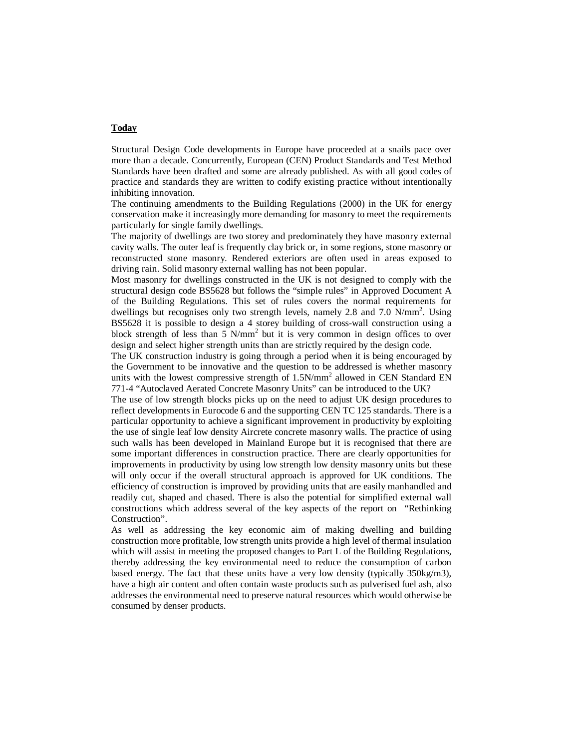**Today**

Structural Design Code developments in Europe have proceeded at a snails pace over more than a decade. Concurrently, European (CEN) Product Standards and Test Method Standards have been drafted and some are already published. As with all good codes of practice and standards they are written to codify existing practice without intentionally inhibiting innovation.

The continuing amendments to the Building Regulations (2000) in the UK for energy conservation make it increasingly more demanding for masonry to meet the requirements particularly for single family dwellings.

The majority of dwellings are two storey and predominately they have masonry external cavity walls. The outer leaf is frequently clay brick or, in some regions, stone masonry or reconstructed stone masonry. Rendered exteriors are often used in areas exposed to driving rain. Solid masonry external walling has not been popular.

Most masonry for dwellings constructed in the UK is not designed to comply with the structural design code BS5628 but follows the "simple rules" in Approved Document A of the Building Regulations. This set of rules covers the normal requirements for dwellings but recognises only two strength levels, namely 2.8 and 7.0 $N/mm^2$. Using BS5628 it is possible to design a 4 storey building of cross-wall construction using a block strength of less than 5 $N/mm^2$ but it is very common in design offices to over design and select higher strength units than are strictly required by the design code.

The UK construction industry is going through a period when it is being encouraged by the Government to be innovative and the question to be addressed is whether masonry units with the lowest compressive strength of 1.5$N/mm^2$ allowed in CEN Standard EN 771-4 "Autoclaved Aerated Concrete Masonry Units" can be introduced to the UK?

The use of low strength blocks picks up on the need to adjust UK design procedures to reflect developments in Eurocode 6 and the supporting CEN TC 125 standards. There is a particular opportunity to achieve a significant improvement in productivity by exploiting the use of single leaf low density Aircrete concrete masonry walls. The practice of using such walls has been developed in Mainland Europe but it is recognised that there are some important differences in construction practice. There are clearly opportunities for improvements in productivity by using low strength low density masonry units but these will only occur if the overall structural approach is approved for UK conditions. The efficiency of construction is improved by providing units that are easily manhandled and readily cut, shaped and chased. There is also the potential for simplified external wall constructions which address several of the key aspects of the report on "Rethinking Construction".

As well as addressing the key economic aim of making dwelling and building construction more profitable, low strength units provide a high level of thermal insulation which will assist in meeting the proposed changes to Part L of the Building Regulations, thereby addressing the key environmental need to reduce the consumption of carbon based energy. The fact that these units have a very low density (typically 350kg/m3), have a high air content and often contain waste products such as pulverised fuel ash, also addresses the environmental need to preserve natural resources which would otherwise be consumed by denser products.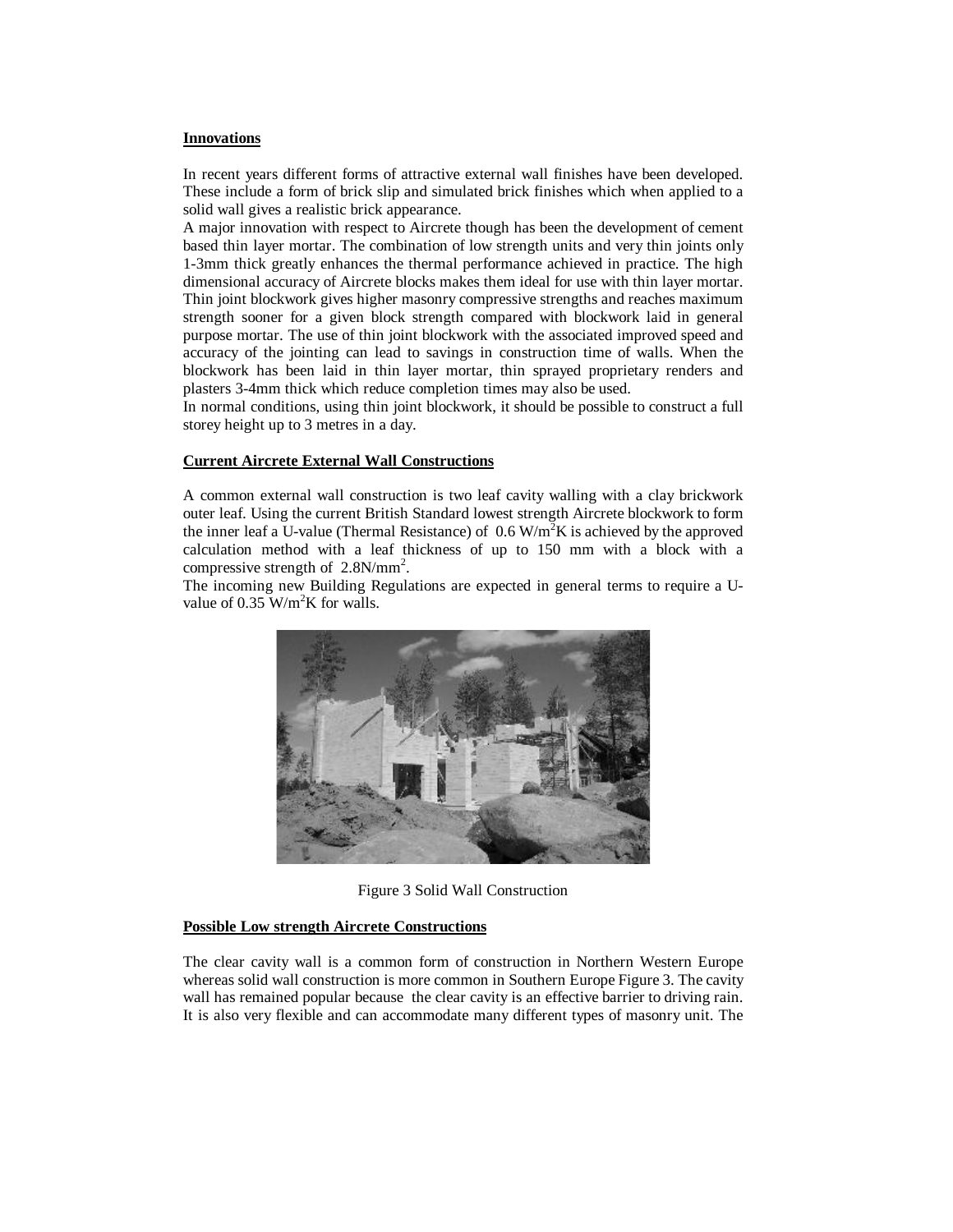**Innovations**

In recent years different forms of attractive external wall finishes have been developed. These include a form of brick slip and simulated brick finishes which when applied to a solid wall gives a realistic brick appearance.

A major innovation with respect to Aircrete though has been the development of cement based thin layer mortar. The combination of low strength units and very thin joints only 1-3mm thick greatly enhances the thermal performance achieved in practice. The high dimensional accuracy of Aircrete blocks makes them ideal for use with thin layer mortar. Thin joint blockwork gives higher masonry compressive strengths and reaches maximum strength sooner for a given block strength compared with blockwork laid in general purpose mortar. The use of thin joint blockwork with the associated improved speed and accuracy of the jointing can lead to savings in construction time of walls. When the blockwork has been laid in thin layer mortar, thin sprayed proprietary renders and plasters 3-4mm thick which reduce completion times may also be used.

In normal conditions, using thin joint blockwork, it should be possible to construct a full storey height up to 3 metres in a day.

**Current Aircrete External Wall Constructions**

A common external wall construction is two leaf cavity walling with a clay brickwork outer leaf. Using the current British Standard lowest strength Aircrete blockwork to form the inner leaf a U-value (Thermal Resistance) of 0.6 W/m$^2$K is achieved by the approved calculation method with a leaf thickness of up to 150 mm with a block with a compressive strength of 2.8N/mm$^2$.

The incoming new Building Regulations are expected in general terms to require a U-value of 0.35 W/m$^2$K for walls.

Figure 3 Solid Wall Construction

**Possible Low strength Aircrete Constructions**

The clear cavity wall is a common form of construction in Northern Western Europe whereas solid wall construction is more common in Southern Europe Figure 3. The cavity wall has remained popular because the clear cavity is an effective barrier to driving rain. It is also very flexible and can accommodate many different types of masonry unit. The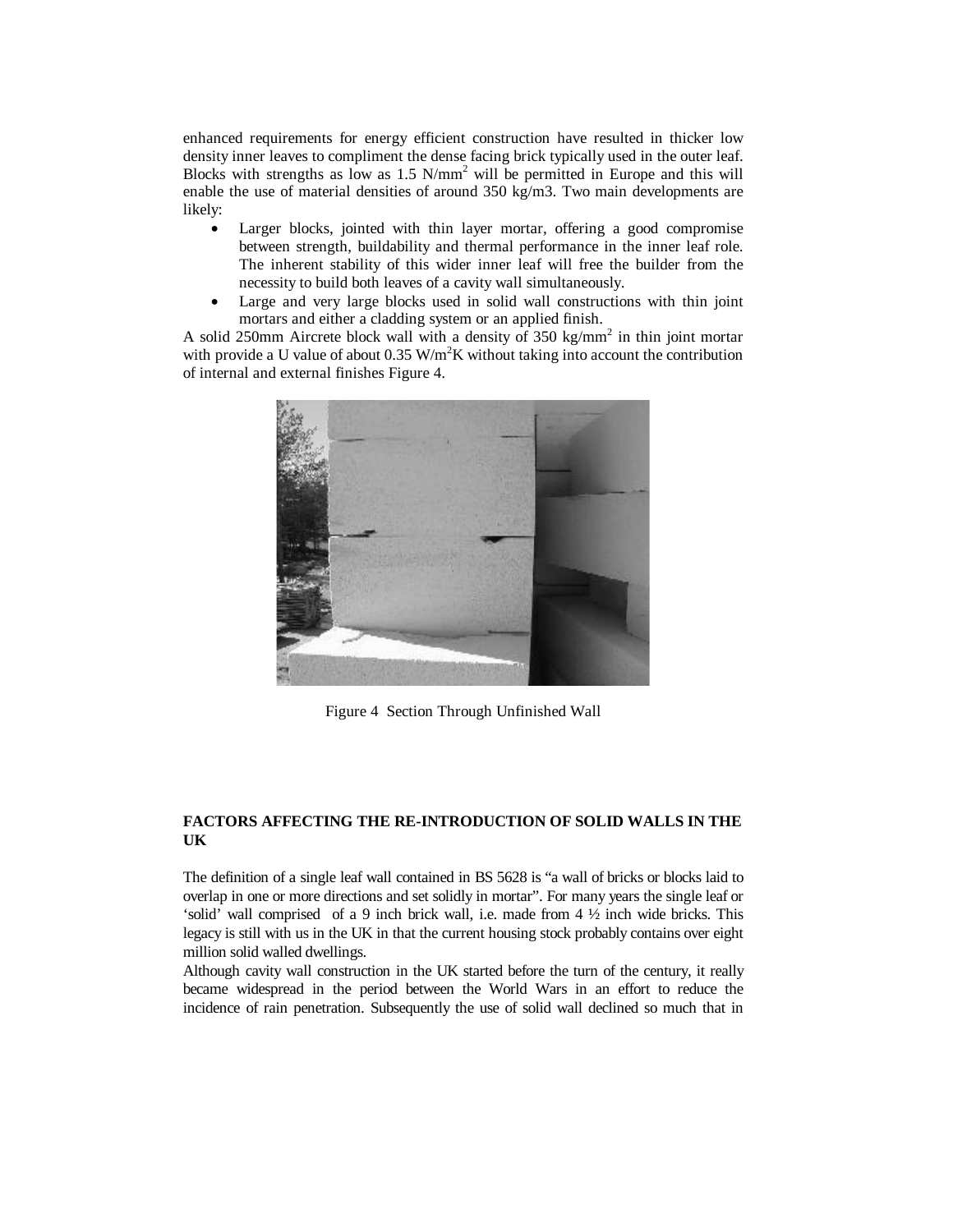enhanced requirements for energy efficient construction have resulted in thicker low density inner leaves to compliment the dense facing brick typically used in the outer leaf. Blocks with strengths as low as 1.5 N/mm$^2$ will be permitted in Europe and this will enable the use of material densities of around 350 kg/m3. Two main developments are likely:

- Larger blocks, jointed with thin layer mortar, offering a good compromise between strength, buildability and thermal performance in the inner leaf role. The inherent stability of this wider inner leaf will free the builder from the necessity to build both leaves of a cavity wall simultaneously.
- Large and very large blocks used in solid wall constructions with thin joint mortars and either a cladding system or an applied finish.

A solid 250mm Aircrete block wall with a density of 350 kg/mm$^2$ in thin joint mortar with provide a U value of about 0.35 W/m$^2$K without taking into account the contribution of internal and external finishes Figure 4.

Figure 4 Section Through Unfinished Wall

## FACTORS AFFECTING THE RE-INTRODUCTION OF SOLID WALLS IN THE UK

The definition of a single leaf wall contained in BS 5628 is "a wall of bricks or blocks laid to overlap in one or more directions and set solidly in mortar". For many years the single leaf or 'solid' wall comprised of a 9 inch brick wall, i.e. made from 4 ½ inch wide bricks. This legacy is still with us in the UK in that the current housing stock probably contains over eight million solid walled dwellings.

Although cavity wall construction in the UK started before the turn of the century, it really became widespread in the period between the World Wars in an effort to reduce the incidence of rain penetration. Subsequently the use of solid wall declined so much that in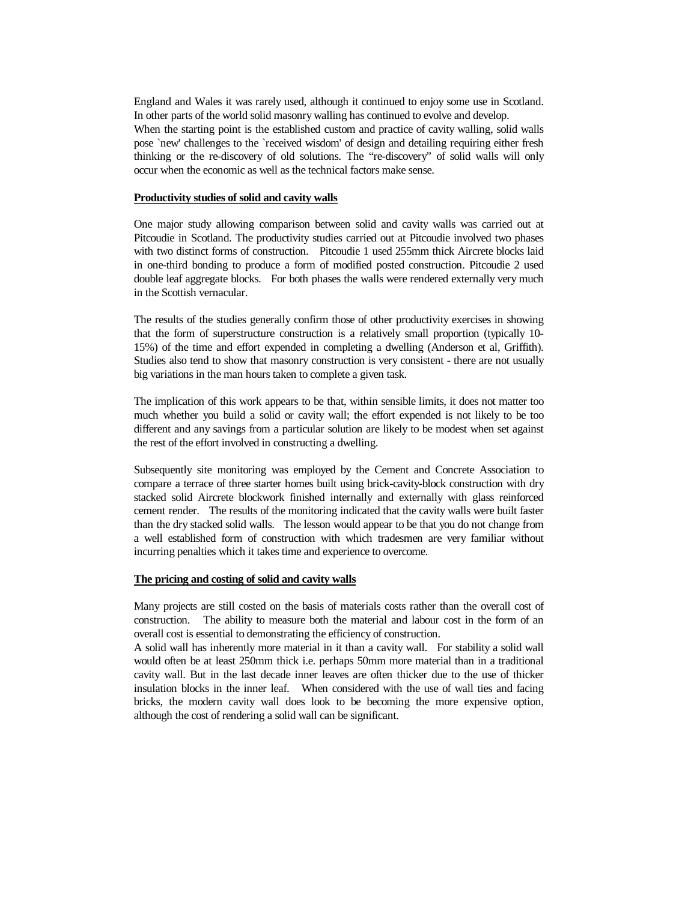England and Wales it was rarely used, although it continued to enjoy some use in Scotland. In other parts of the world solid masonry walling has continued to evolve and develop.

When the starting point is the established custom and practice of cavity walling, solid walls pose `new' challenges to the `received wisdom' of design and detailing requiring either fresh thinking or the re-discovery of old solutions. The "re-discovery" of solid walls will only occur when the economic as well as the technical factors make sense.

**Productivity studies of solid and cavity walls**

One major study allowing comparison between solid and cavity walls was carried out at Pitcoudie in Scotland. The productivity studies carried out at Pitcoudie involved two phases with two distinct forms of construction. Pitcoudie 1 used 255mm thick Aircrete blocks laid in one-third bonding to produce a form of modified posted construction. Pitcoudie 2 used double leaf aggregate blocks. For both phases the walls were rendered externally very much in the Scottish vernacular.

The results of the studies generally confirm those of other productivity exercises in showing that the form of superstructure construction is a relatively small proportion (typically 10-15%) of the time and effort expended in completing a dwelling (Anderson et al, Griffith). Studies also tend to show that masonry construction is very consistent - there are not usually big variations in the man hours taken to complete a given task.

The implication of this work appears to be that, within sensible limits, it does not matter too much whether you build a solid or cavity wall; the effort expended is not likely to be too different and any savings from a particular solution are likely to be modest when set against the rest of the effort involved in constructing a dwelling.

Subsequently site monitoring was employed by the Cement and Concrete Association to compare a terrace of three starter homes built using brick-cavity-block construction with dry stacked solid Aircrete blockwork finished internally and externally with glass reinforced cement render. The results of the monitoring indicated that the cavity walls were built faster than the dry stacked solid walls. The lesson would appear to be that you do not change from a well established form of construction with which tradesmen are very familiar without incurring penalties which it takes time and experience to overcome.

**The pricing and costing of solid and cavity walls**

Many projects are still costed on the basis of materials costs rather than the overall cost of construction. The ability to measure both the material and labour cost in the form of an overall cost is essential to demonstrating the efficiency of construction.

A solid wall has inherently more material in it than a cavity wall. For stability a solid wall would often be at least 250mm thick i.e. perhaps 50mm more material than in a traditional cavity wall. But in the last decade inner leaves are often thicker due to the use of thicker insulation blocks in the inner leaf. When considered with the use of wall ties and facing bricks, the modern cavity wall does look to be becoming the more expensive option, although the cost of rendering a solid wall can be significant.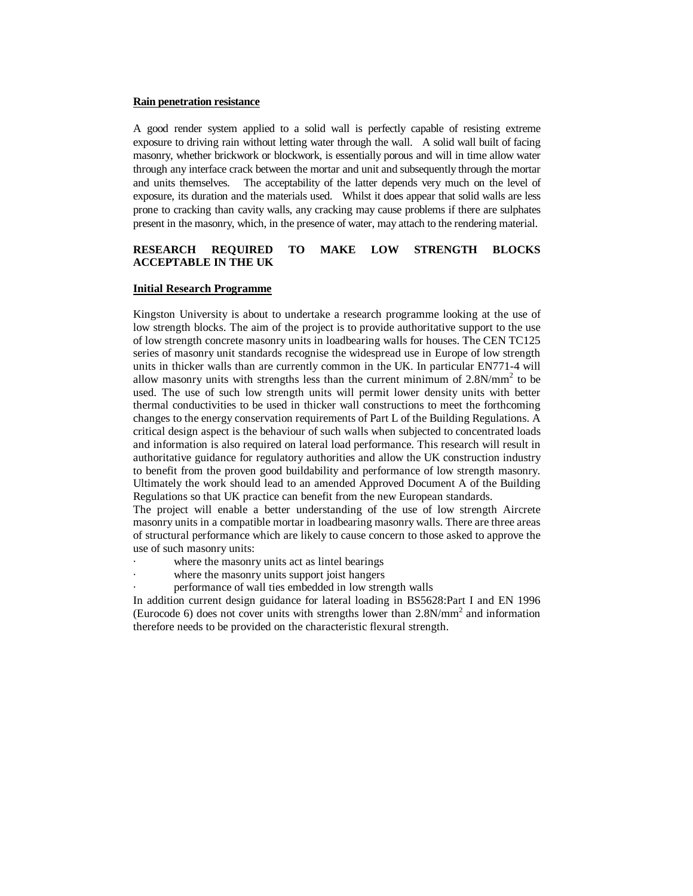**Rain penetration resistance**

A good render system applied to a solid wall is perfectly capable of resisting extreme exposure to driving rain without letting water through the wall. A solid wall built of facing masonry, whether brickwork or blockwork, is essentially porous and will in time allow water through any interface crack between the mortar and unit and subsequently through the mortar and units themselves. The acceptability of the latter depends very much on the level of exposure, its duration and the materials used. Whilst it does appear that solid walls are less prone to cracking than cavity walls, any cracking may cause problems if there are sulphates present in the masonry, which, in the presence of water, may attach to the rendering material.

## RESEARCH REQUIRED TO MAKE LOW STRENGTH BLOCKS ACCEPTABLE IN THE UK

**Initial Research Programme**

Kingston University is about to undertake a research programme looking at the use of low strength blocks. The aim of the project is to provide authoritative support to the use of low strength concrete masonry units in loadbearing walls for houses. The CEN TC125 series of masonry unit standards recognise the widespread use in Europe of low strength units in thicker walls than are currently common in the UK. In particular EN771-4 will allow masonry units with strengths less than the current minimum of 2.8N/mm$^2$ to be used. The use of such low strength units will permit lower density units with better thermal conductivities to be used in thicker wall constructions to meet the forthcoming changes to the energy conservation requirements of Part L of the Building Regulations. A critical design aspect is the behaviour of such walls when subjected to concentrated loads and information is also required on lateral load performance. This research will result in authoritative guidance for regulatory authorities and allow the UK construction industry to benefit from the proven good buildability and performance of low strength masonry. Ultimately the work should lead to an amended Approved Document A of the Building Regulations so that UK practice can benefit from the new European standards.

The project will enable a better understanding of the use of low strength Aircrete masonry units in a compatible mortar in loadbearing masonry walls. There are three areas of structural performance which are likely to cause concern to those asked to approve the use of such masonry units:

- where the masonry units act as lintel bearings
- where the masonry units support joist hangers
- performance of wall ties embedded in low strength walls

In addition current design guidance for lateral loading in BS5628:Part I and EN 1996 (Eurocode 6) does not cover units with strengths lower than 2.8N/mm$^2$ and information therefore needs to be provided on the characteristic flexural strength.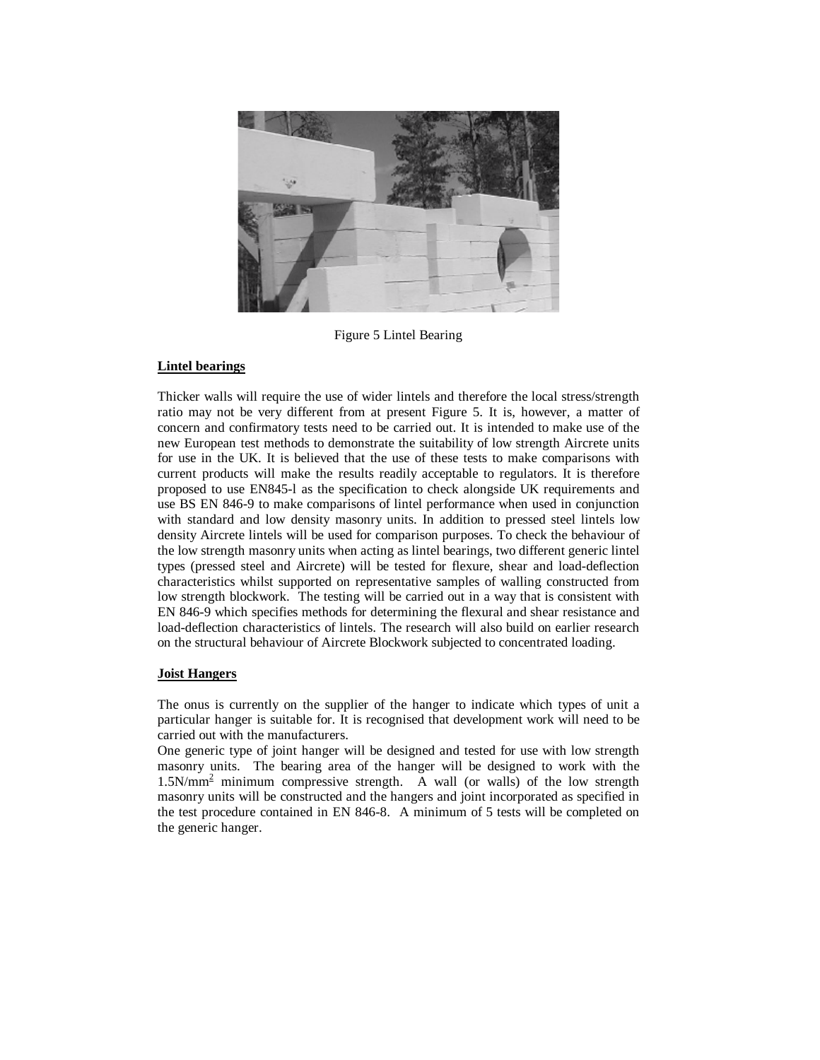Figure 5 Lintel Bearing

**Lintel bearings**

Thicker walls will require the use of wider lintels and therefore the local stress/strength ratio may not be very different from at present Figure 5. It is, however, a matter of concern and confirmatory tests need to be carried out. It is intended to make use of the new European test methods to demonstrate the suitability of low strength Aircrete units for use in the UK. It is believed that the use of these tests to make comparisons with current products will make the results readily acceptable to regulators. It is therefore proposed to use EN845-l as the specification to check alongside UK requirements and use BS EN 846-9 to make comparisons of lintel performance when used in conjunction with standard and low density masonry units. In addition to pressed steel lintels low density Aircrete lintels will be used for comparison purposes. To check the behaviour of the low strength masonry units when acting as lintel bearings, two different generic lintel types (pressed steel and Aircrete) will be tested for flexure, shear and load-deflection characteristics whilst supported on representative samples of walling constructed from low strength blockwork. The testing will be carried out in a way that is consistent with EN 846-9 which specifies methods for determining the flexural and shear resistance and load-deflection characteristics of lintels. The research will also build on earlier research on the structural behaviour of Aircrete Blockwork subjected to concentrated loading.

**Joist Hangers**

The onus is currently on the supplier of the hanger to indicate which types of unit a particular hanger is suitable for. It is recognised that development work will need to be carried out with the manufacturers.

One generic type of joint hanger will be designed and tested for use with low strength masonry units. The bearing area of the hanger will be designed to work with the $1.5N/mm^2$ minimum compressive strength. A wall (or walls) of the low strength masonry units will be constructed and the hangers and joint incorporated as specified in the test procedure contained in EN 846-8. A minimum of 5 tests will be completed on the generic hanger.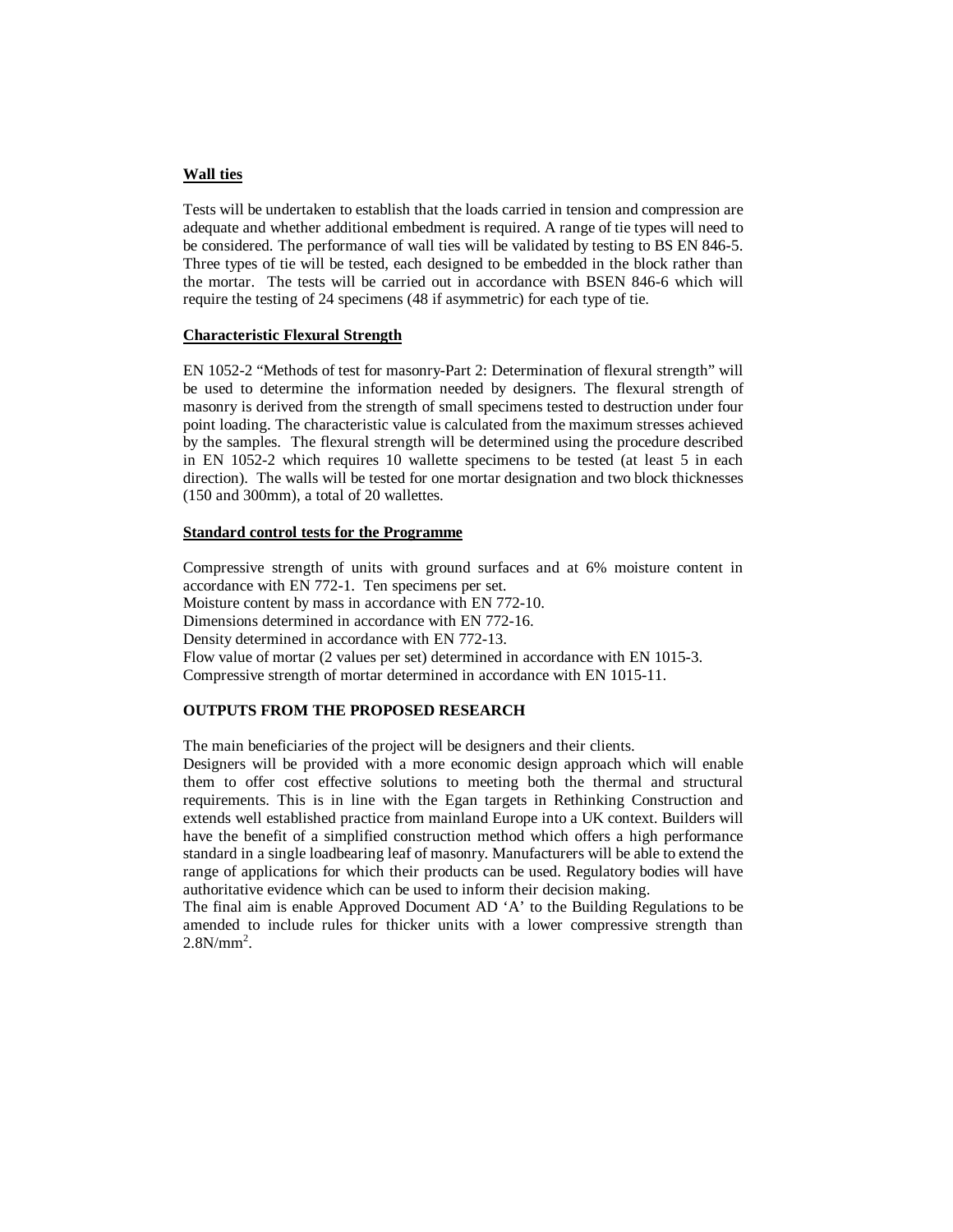**Wall ties**

Tests will be undertaken to establish that the loads carried in tension and compression are adequate and whether additional embedment is required. A range of tie types will need to be considered. The performance of wall ties will be validated by testing to BS EN 846-5. Three types of tie will be tested, each designed to be embedded in the block rather than the mortar. The tests will be carried out in accordance with BSEN 846-6 which will require the testing of 24 specimens (48 if asymmetric) for each type of tie.

**Characteristic Flexural Strength**

EN 1052-2 "Methods of test for masonry-Part 2: Determination of flexural strength" will be used to determine the information needed by designers. The flexural strength of masonry is derived from the strength of small specimens tested to destruction under four point loading. The characteristic value is calculated from the maximum stresses achieved by the samples. The flexural strength will be determined using the procedure described in EN 1052-2 which requires 10 wallette specimens to be tested (at least 5 in each direction). The walls will be tested for one mortar designation and two block thicknesses (150 and 300mm), a total of 20 wallettes.

**Standard control tests for the Programme**

Compressive strength of units with ground surfaces and at 6% moisture content in accordance with EN 772-1. Ten specimens per set.
Moisture content by mass in accordance with EN 772-10.
Dimensions determined in accordance with EN 772-16.
Density determined in accordance with EN 772-13.
Flow value of mortar (2 values per set) determined in accordance with EN 1015-3.
Compressive strength of mortar determined in accordance with EN 1015-11.

## OUTPUTS FROM THE PROPOSED RESEARCH

The main beneficiaries of the project will be designers and their clients.
Designers will be provided with a more economic design approach which will enable them to offer cost effective solutions to meeting both the thermal and structural requirements. This is in line with the Egan targets in Rethinking Construction and extends well established practice from mainland Europe into a UK context. Builders will have the benefit of a simplified construction method which offers a high performance standard in a single loadbearing leaf of masonry. Manufacturers will be able to extend the range of applications for which their products can be used. Regulatory bodies will have authoritative evidence which can be used to inform their decision making.
The final aim is enable Approved Document AD 'A' to the Building Regulations to be amended to include rules for thicker units with a lower compressive strength than $2.8N/mm^2$.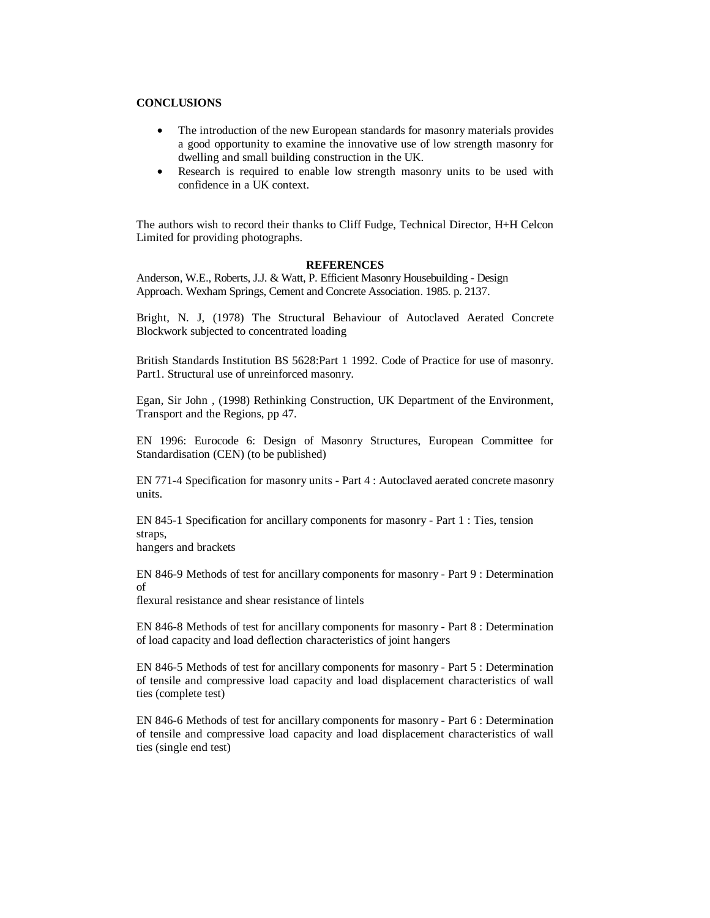## CONCLUSIONS

- The introduction of the new European standards for masonry materials provides a good opportunity to examine the innovative use of low strength masonry for dwelling and small building construction in the UK.
- Research is required to enable low strength masonry units to be used with confidence in a UK context.

The authors wish to record their thanks to Cliff Fudge, Technical Director, H+H Celcon Limited for providing photographs.

## REFERENCES

Anderson, W.E., Roberts, J.J. & Watt, P. Efficient Masonry Housebuilding - Design Approach. Wexham Springs, Cement and Concrete Association. 1985. p. 2137.

Bright, N. J, (1978) The Structural Behaviour of Autoclaved Aerated Concrete Blockwork subjected to concentrated loading

British Standards Institution BS 5628:Part 1 1992. Code of Practice for use of masonry. Part1. Structural use of unreinforced masonry.

Egan, Sir John , (1998) Rethinking Construction, UK Department of the Environment, Transport and the Regions, pp 47.

EN 1996: Eurocode 6: Design of Masonry Structures, European Committee for Standardisation (CEN) (to be published)

EN 771-4 Specification for masonry units - Part 4 : Autoclaved aerated concrete masonry units.

EN 845-1 Specification for ancillary components for masonry - Part 1 : Ties, tension straps, hangers and brackets

EN 846-9 Methods of test for ancillary components for masonry - Part 9 : Determination of flexural resistance and shear resistance of lintels

EN 846-8 Methods of test for ancillary components for masonry - Part 8 : Determination of load capacity and load deflection characteristics of joint hangers

EN 846-5 Methods of test for ancillary components for masonry - Part 5 : Determination of tensile and compressive load capacity and load displacement characteristics of wall ties (complete test)

EN 846-6 Methods of test for ancillary components for masonry - Part 6 : Determination of tensile and compressive load capacity and load displacement characteristics of wall ties (single end test)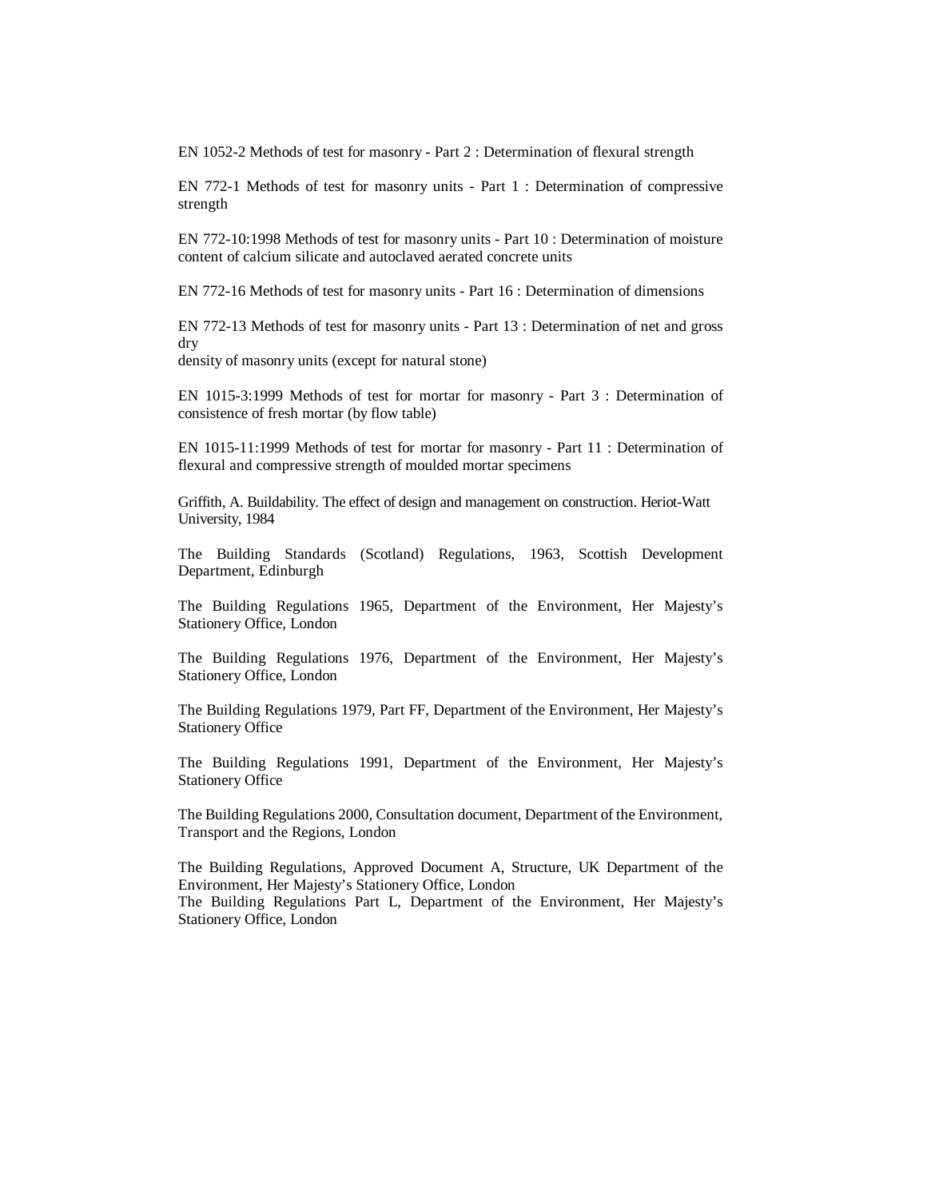EN 1052-2 Methods of test for masonry - Part 2 : Determination of flexural strength

EN 772-1 Methods of test for masonry units - Part 1 : Determination of compressive strength

EN 772-10:1998 Methods of test for masonry units - Part 10 : Determination of moisture content of calcium silicate and autoclaved aerated concrete units

EN 772-16 Methods of test for masonry units - Part 16 : Determination of dimensions

EN 772-13 Methods of test for masonry units - Part 13 : Determination of net and gross dry
density of masonry units (except for natural stone)

EN 1015-3:1999 Methods of test for mortar for masonry - Part 3 : Determination of consistence of fresh mortar (by flow table)

EN 1015-11:1999 Methods of test for mortar for masonry - Part 11 : Determination of flexural and compressive strength of moulded mortar specimens

Griffith, A. Buildability. The effect of design and management on construction. Heriot-Watt University, 1984

The Building Standards (Scotland) Regulations, 1963, Scottish Development Department, Edinburgh

The Building Regulations 1965, Department of the Environment, Her Majesty's Stationery Office, London

The Building Regulations 1976, Department of the Environment, Her Majesty's Stationery Office, London

The Building Regulations 1979, Part FF, Department of the Environment, Her Majesty's Stationery Office

The Building Regulations 1991, Department of the Environment, Her Majesty's Stationery Office

The Building Regulations 2000, Consultation document, Department of the Environment, Transport and the Regions, London

The Building Regulations, Approved Document A, Structure, UK Department of the Environment, Her Majesty's Stationery Office, London
The Building Regulations Part L, Department of the Environment, Her Majesty's Stationery Office, London